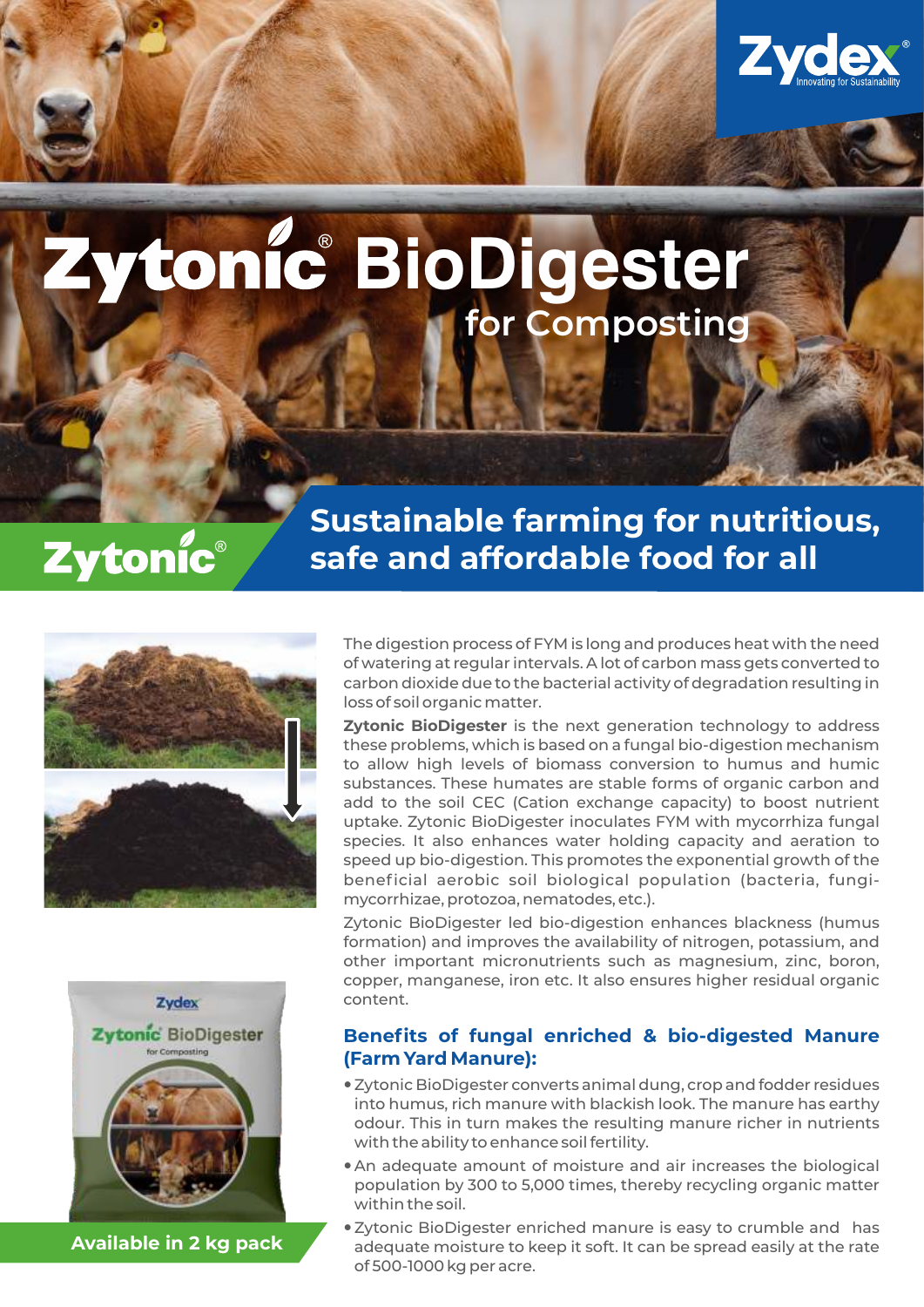Zydex
Innovating for Sustainability

# Zytonic® BioDigester

## for Composting

Zytonic®

## Sustainable farming for nutritious, safe and affordable food for all

The digestion process of FYM is long and produces heat with the need of watering at regular intervals. A lot of carbon mass gets converted to carbon dioxide due to the bacterial activity of degradation resulting in loss of soil organic matter.

**Zytonic BioDigester** is the next generation technology to address these problems, which is based on a fungal bio-digestion mechanism to allow high levels of biomass conversion to humus and humic substances. These humates are stable forms of organic carbon and add to the soil CEC (Cation exchange capacity) to boost nutrient uptake. Zytonic BioDigester inoculates FYM with mycorrhiza fungal species. It also enhances water holding capacity and aeration to speed up bio-digestion. This promotes the exponential growth of the beneficial aerobic soil biological population (bacteria, fungi-mycorrhizae, protozoa, nematodes, etc.).

Zytonic BioDigester led bio-digestion enhances blackness (humus formation) and improves the availability of nitrogen, potassium, and other important micronutrients such as magnesium, zinc, boron, copper, manganese, iron etc. It also ensures higher residual organic content.

Zydex
Zytonic BioDigester
for Composting

**Available in 2 kg pack**

### Benefits of fungal enriched & bio-digested Manure (Farm Yard Manure):

- Zytonic BioDigester converts animal dung, crop and fodder residues into humus, rich manure with blackish look. The manure has earthy odour. This in turn makes the resulting manure richer in nutrients with the ability to enhance soil fertility.
- An adequate amount of moisture and air increases the biological population by 300 to 5,000 times, thereby recycling organic matter within the soil.
- Zytonic BioDigester enriched manure is easy to crumble and has adequate moisture to keep it soft. It can be spread easily at the rate of 500-1000 kg per acre.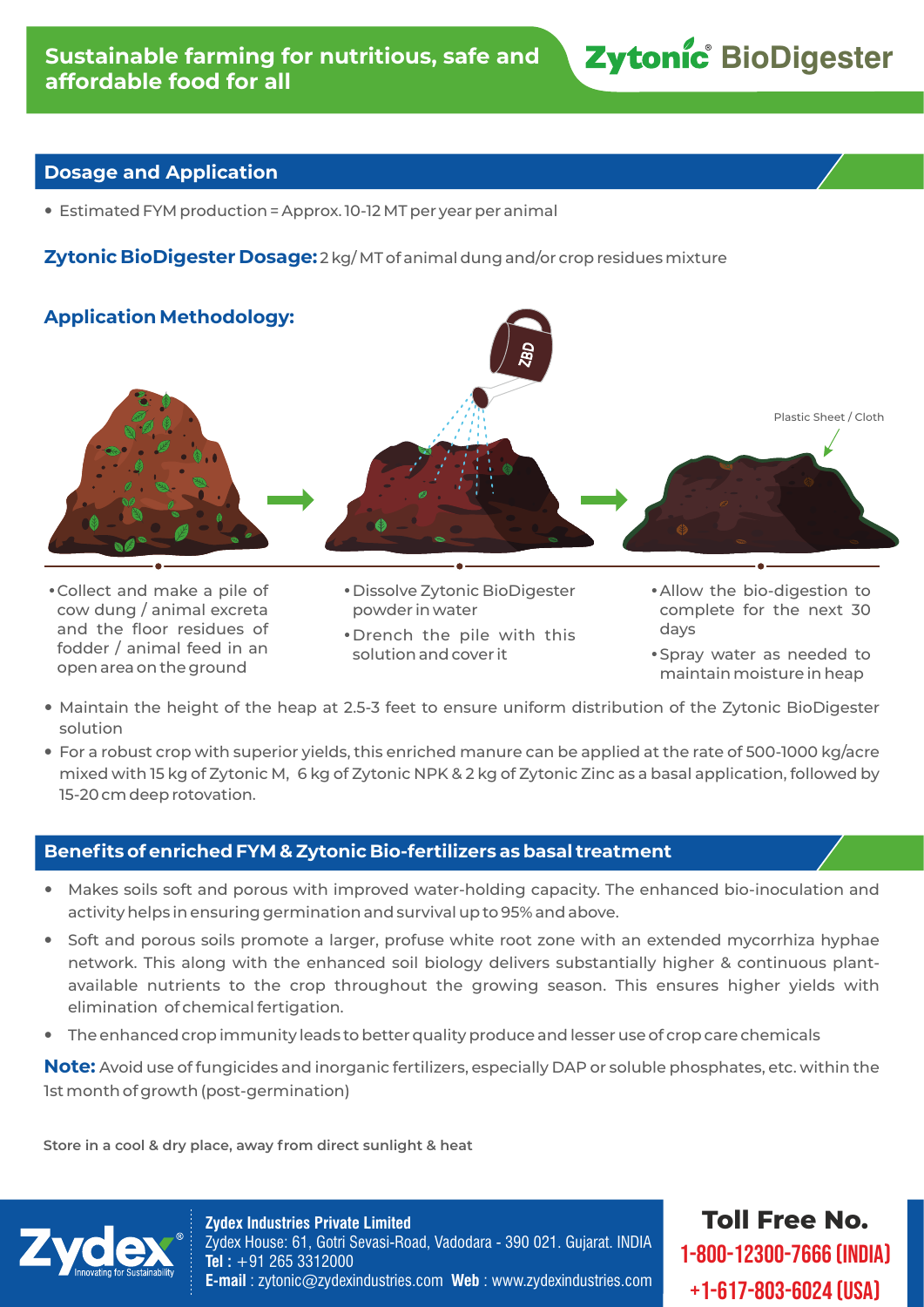Sustainable farming for nutritious, safe and affordable food for all

Zytonic® BioDigester

## Dosage and Application

- Estimated FYM production = Approx. 10-12 MT per year per animal

**Zytonic BioDigester Dosage:** 2 kg/ MT of animal dung and/or crop residues mixture

### Application Methodology:

Plastic Sheet / Cloth

- Collect and make a pile of cow dung / animal excreta and the floor residues of fodder / animal feed in an open area on the ground

- Dissolve Zytonic BioDigester powder in water
- Drench the pile with this solution and cover it

- Allow the bio-digestion to complete for the next 30 days
- Spray water as needed to maintain moisture in heap

- Maintain the height of the heap at 2.5-3 feet to ensure uniform distribution of the Zytonic BioDigester solution
- For a robust crop with superior yields, this enriched manure can be applied at the rate of 500-1000 kg/acre mixed with 15 kg of Zytonic M, 6 kg of Zytonic NPK & 2 kg of Zytonic Zinc as a basal application, followed by 15-20 cm deep rotovation.

## Benefits of enriched FYM & Zytonic Bio-fertilizers as basal treatment

- Makes soils soft and porous with improved water-holding capacity. The enhanced bio-inoculation and activity helps in ensuring germination and survival up to 95% and above.
- Soft and porous soils promote a larger, profuse white root zone with an extended mycorrhiza hyphae network. This along with the enhanced soil biology delivers substantially higher & continuous plant-available nutrients to the crop throughout the growing season. This ensures higher yields with elimination of chemical fertigation.
- The enhanced crop immunity leads to better quality produce and lesser use of crop care chemicals

**Note:** Avoid use of fungicides and inorganic fertilizers, especially DAP or soluble phosphates, etc. within the 1st month of growth (post-germination)

Store in a cool & dry place, away from direct sunlight & heat

Zydex® Innovating for Sustainability

**Zydex Industries Private Limited**
Zydex House: 61, Gotri Sevasi-Road, Vadodara - 390 021. Gujarat. INDIA
**Tel :** +91 265 3312000
**E-mail** : zytonic@zydexindustries.com **Web** : www.zydexindustries.com

**Toll Free No.**
1-800-12300-7666 (INDIA)
+1-617-803-6024 (USA)